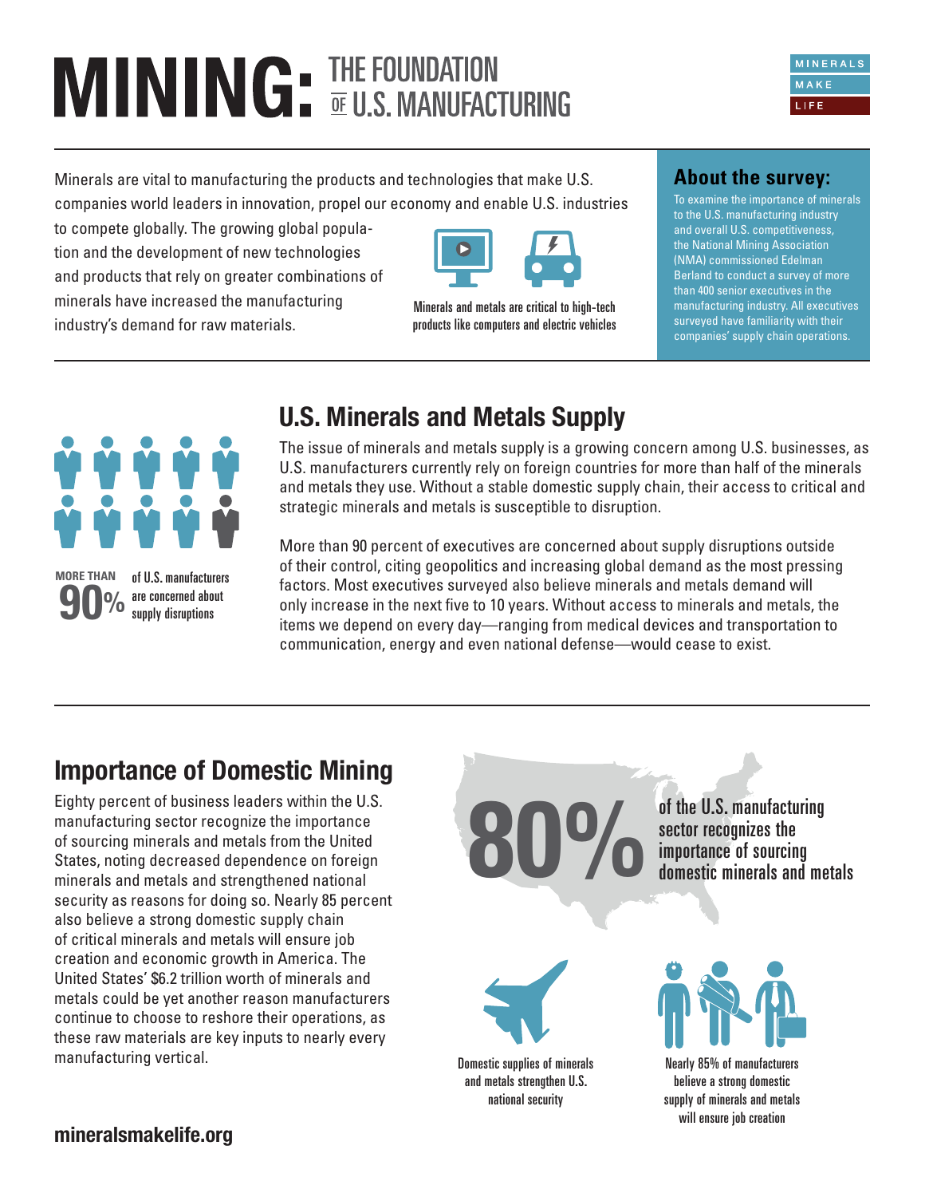# MINING: THE FOUNDATION OF U.S. MANUFACTURING

MINERALS MAKE LIFE

Minerals are vital to manufacturing the products and technologies that make U.S. companies world leaders in innovation, propel our economy and enable U.S. industries to compete globally. The growing global population and the development of new technologies and products that rely on greater combinations of minerals have increased the manufacturing industry's demand for raw materials.

Minerals and metals are critical to high-tech products like computers and electric vehicles

### About the survey:

To examine the importance of minerals to the U.S. manufacturing industry and overall U.S. competitiveness, the National Mining Association (NMA) commissioned Edelman Berland to conduct a survey of more than 400 senior executives in the manufacturing industry. All executives surveyed have familiarity with their companies' supply chain operations.

## U.S. Minerals and Metals Supply

MORE THAN 90% of U.S. manufacturers are concerned about supply disruptions

The issue of minerals and metals supply is a growing concern among U.S. businesses, as U.S. manufacturers currently rely on foreign countries for more than half of the minerals and metals they use. Without a stable domestic supply chain, their access to critical and strategic minerals and metals is susceptible to disruption.

More than 90 percent of executives are concerned about supply disruptions outside of their control, citing geopolitics and increasing global demand as the most pressing factors. Most executives surveyed also believe minerals and metals demand will only increase in the next five to 10 years. Without access to minerals and metals, the items we depend on every day—ranging from medical devices and transportation to communication, energy and even national defense—would cease to exist.

## Importance of Domestic Mining

Eighty percent of business leaders within the U.S. manufacturing sector recognize the importance of sourcing minerals and metals from the United States, noting decreased dependence on foreign minerals and metals and strengthened national security as reasons for doing so. Nearly 85 percent also believe a strong domestic supply chain of critical minerals and metals will ensure job creation and economic growth in America. The United States' $6.2 trillion worth of minerals and metals could be yet another reason manufacturers continue to choose to reshore their operations, as these raw materials are key inputs to nearly every manufacturing vertical.

80% of the U.S. manufacturing sector recognizes the importance of sourcing domestic minerals and metals

Domestic supplies of minerals and metals strengthen U.S. national security

Nearly 85% of manufacturers believe a strong domestic supply of minerals and metals will ensure job creation

**mineralsmakelife.org**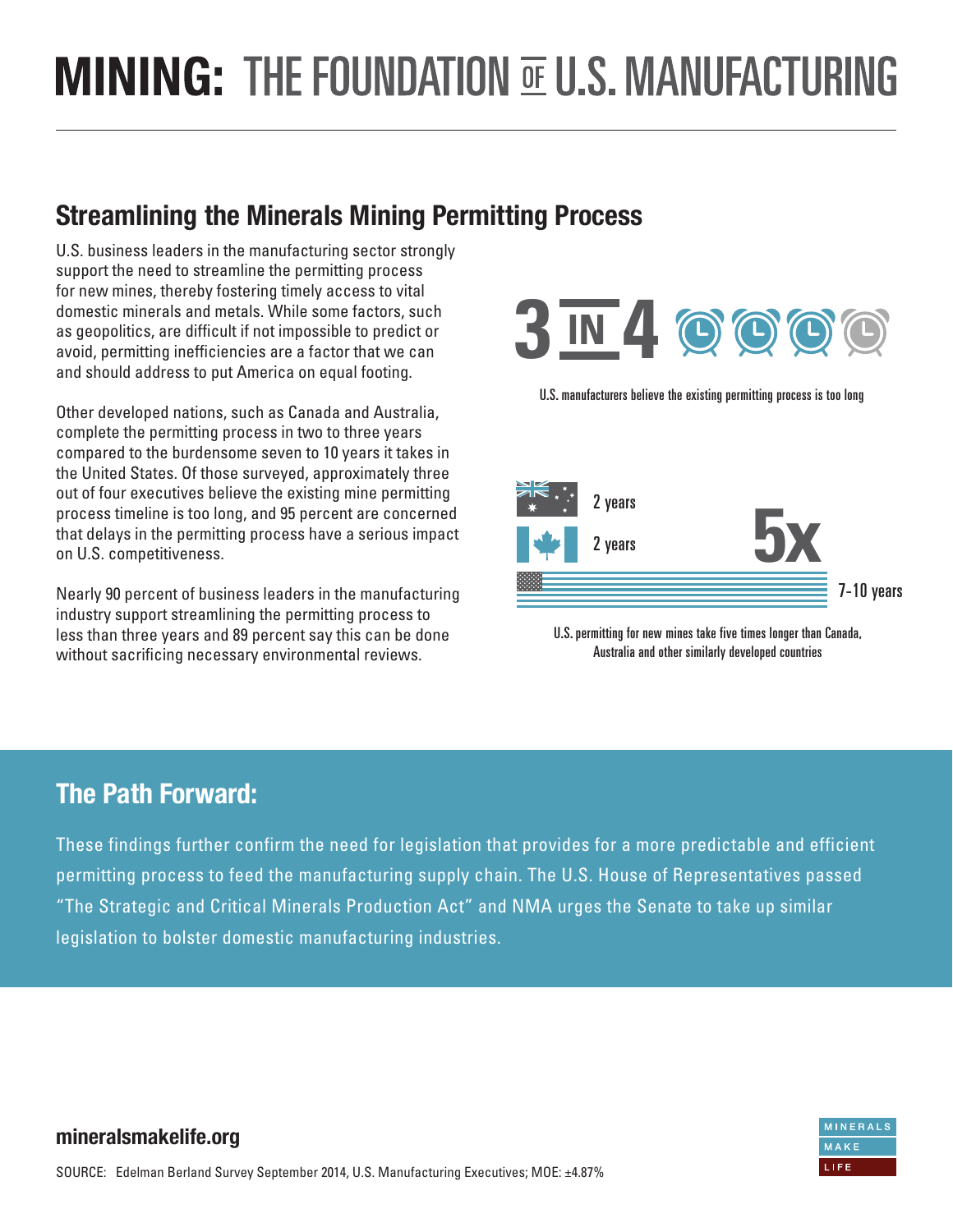# MINING: THE FOUNDATION OF U.S. MANUFACTURING

## Streamlining the Minerals Mining Permitting Process

U.S. business leaders in the manufacturing sector strongly support the need to streamline the permitting process for new mines, thereby fostering timely access to vital domestic minerals and metals. While some factors, such as geopolitics, are difficult if not impossible to predict or avoid, permitting inefficiencies are a factor that we can and should address to put America on equal footing.

Other developed nations, such as Canada and Australia, complete the permitting process in two to three years compared to the burdensome seven to 10 years it takes in the United States. Of those surveyed, approximately three out of four executives believe the existing mine permitting process timeline is too long, and 95 percent are concerned that delays in the permitting process have a serious impact on U.S. competitiveness.

Nearly 90 percent of business leaders in the manufacturing industry support streamlining the permitting process to less than three years and 89 percent say this can be done without sacrificing necessary environmental reviews.

3 IN 4

U.S. manufacturers believe the existing permitting process is too long

2 years

2 years

5x

7-10 years

U.S. permitting for new mines take five times longer than Canada, Australia and other similarly developed countries

## The Path Forward:

These findings further confirm the need for legislation that provides for a more predictable and efficient permitting process to feed the manufacturing supply chain. The U.S. House of Representatives passed "The Strategic and Critical Minerals Production Act" and NMA urges the Senate to take up similar legislation to bolster domestic manufacturing industries.

**mineralsmakelife.org**

MINERALS MAKE LIFE

SOURCE: Edelman Berland Survey September 2014, U.S. Manufacturing Executives; MOE: ±4.87%